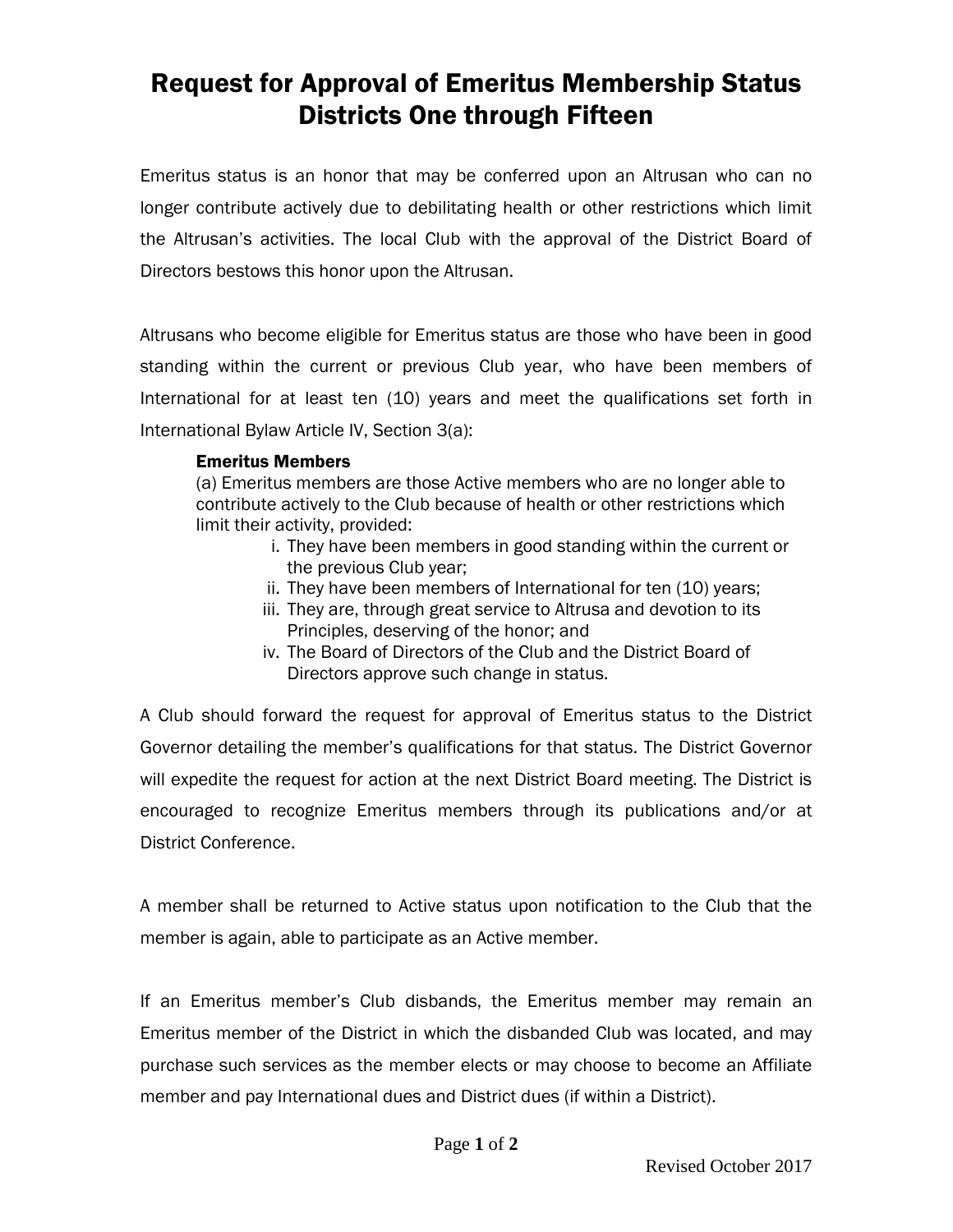# Request for Approval of Emeritus Membership Status Districts One through Fifteen

Emeritus status is an honor that may be conferred upon an Altrusan who can no longer contribute actively due to debilitating health or other restrictions which limit the Altrusan's activities. The local Club with the approval of the District Board of Directors bestows this honor upon the Altrusan.

Altrusans who become eligible for Emeritus status are those who have been in good standing within the current or previous Club year, who have been members of International for at least ten (10) years and meet the qualifications set forth in International Bylaw Article IV, Section 3(a):

> **Emeritus Members**
>
> (a) Emeritus members are those Active members who are no longer able to contribute actively to the Club because of health or other restrictions which limit their activity, provided:
>
> i. They have been members in good standing within the current or the previous Club year;
> ii. They have been members of International for ten (10) years;
> iii. They are, through great service to Altrusa and devotion to its Principles, deserving of the honor; and
> iv. The Board of Directors of the Club and the District Board of Directors approve such change in status.

A Club should forward the request for approval of Emeritus status to the District Governor detailing the member's qualifications for that status. The District Governor will expedite the request for action at the next District Board meeting. The District is encouraged to recognize Emeritus members through its publications and/or at District Conference.

A member shall be returned to Active status upon notification to the Club that the member is again, able to participate as an Active member.

If an Emeritus member's Club disbands, the Emeritus member may remain an Emeritus member of the District in which the disbanded Club was located, and may purchase such services as the member elects or may choose to become an Affiliate member and pay International dues and District dues (if within a District).

Revised October 2017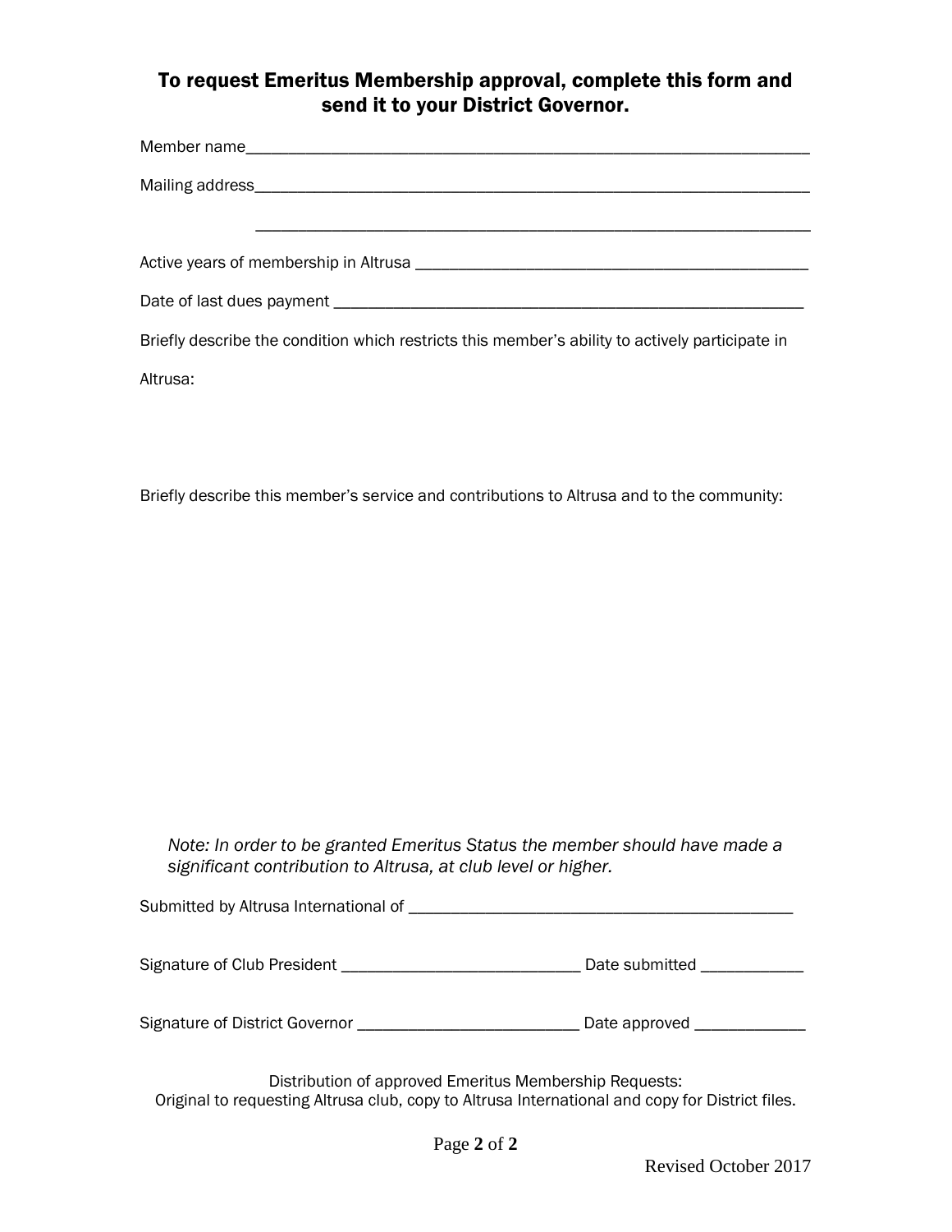## To request Emeritus Membership approval, complete this form and send it to your District Governor.

Member name_______________________________________________________________

Mailing address_____________________________________________________________

_______________________________________________________________

Active years of membership in Altrusa ____________________________________________

Date of last dues payment ______________________________________________________

Briefly describe the condition which restricts this member's ability to actively participate in Altrusa:

Briefly describe this member's service and contributions to Altrusa and to the community:

*Note: In order to be granted Emeritus Status the member should have made a significant contribution to Altrusa, at club level or higher.*

Submitted by Altrusa International of ____________________________________________

Signature of Club President ___________________________ Date submitted ___________

Signature of District Governor _________________________ Date approved ____________

Distribution of approved Emeritus Membership Requests:
Original to requesting Altrusa club, copy to Altrusa International and copy for District files.

Revised October 2017